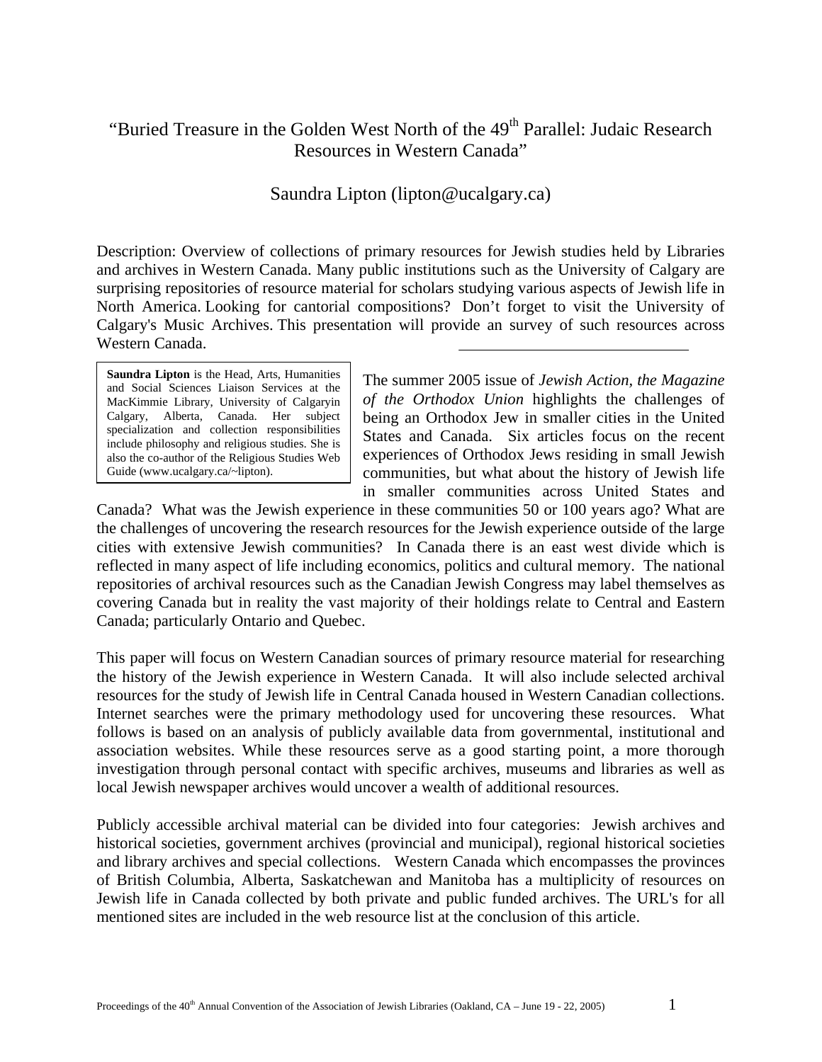# "Buried Treasure in the Golden West North of the 49th Parallel: Judaic Research Resources in Western Canada"

Saundra Lipton (lipton@ucalgary.ca)

Description: Overview of collections of primary resources for Jewish studies held by Libraries and archives in Western Canada. Many public institutions such as the University of Calgary are surprising repositories of resource material for scholars studying various aspects of Jewish life in North America. Looking for cantorial compositions? Don't forget to visit the University of Calgary's Music Archives. This presentation will provide an survey of such resources across Western Canada.

---

**Saundra Lipton** is the Head, Arts, Humanities and Social Sciences Liaison Services at the MacKimmie Library, University of Calgaryin Calgary, Alberta, Canada. Her subject specialization and collection responsibilities include philosophy and religious studies. She is also the co-author of the Religious Studies Web Guide (www.ucalgary.ca/~lipton).

The summer 2005 issue of *Jewish Action, the Magazine of the Orthodox Union* highlights the challenges of being an Orthodox Jew in smaller cities in the United States and Canada. Six articles focus on the recent experiences of Orthodox Jews residing in small Jewish communities, but what about the history of Jewish life in smaller communities across United States and Canada? What was the Jewish experience in these communities 50 or 100 years ago? What are the challenges of uncovering the research resources for the Jewish experience outside of the large cities with extensive Jewish communities? In Canada there is an east west divide which is reflected in many aspect of life including economics, politics and cultural memory. The national repositories of archival resources such as the Canadian Jewish Congress may label themselves as covering Canada but in reality the vast majority of their holdings relate to Central and Eastern Canada; particularly Ontario and Quebec.

This paper will focus on Western Canadian sources of primary resource material for researching the history of the Jewish experience in Western Canada. It will also include selected archival resources for the study of Jewish life in Central Canada housed in Western Canadian collections. Internet searches were the primary methodology used for uncovering these resources. What follows is based on an analysis of publicly available data from governmental, institutional and association websites. While these resources serve as a good starting point, a more thorough investigation through personal contact with specific archives, museums and libraries as well as local Jewish newspaper archives would uncover a wealth of additional resources.

Publicly accessible archival material can be divided into four categories: Jewish archives and historical societies, government archives (provincial and municipal), regional historical societies and library archives and special collections. Western Canada which encompasses the provinces of British Columbia, Alberta, Saskatchewan and Manitoba has a multiplicity of resources on Jewish life in Canada collected by both private and public funded archives. The URL's for all mentioned sites are included in the web resource list at the conclusion of this article.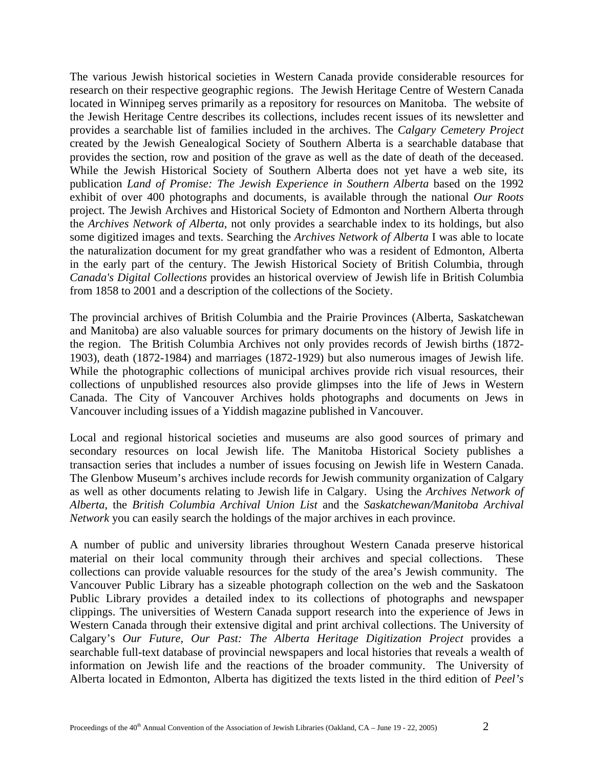The various Jewish historical societies in Western Canada provide considerable resources for research on their respective geographic regions. The Jewish Heritage Centre of Western Canada located in Winnipeg serves primarily as a repository for resources on Manitoba. The website of the Jewish Heritage Centre describes its collections, includes recent issues of its newsletter and provides a searchable list of families included in the archives. The *Calgary Cemetery Project* created by the Jewish Genealogical Society of Southern Alberta is a searchable database that provides the section, row and position of the grave as well as the date of death of the deceased. While the Jewish Historical Society of Southern Alberta does not yet have a web site, its publication *Land of Promise: The Jewish Experience in Southern Alberta* based on the 1992 exhibit of over 400 photographs and documents, is available through the national *Our Roots* project. The Jewish Archives and Historical Society of Edmonton and Northern Alberta through the *Archives Network of Alberta*, not only provides a searchable index to its holdings, but also some digitized images and texts. Searching the *Archives Network of Alberta* I was able to locate the naturalization document for my great grandfather who was a resident of Edmonton, Alberta in the early part of the century. The Jewish Historical Society of British Columbia, through *Canada's Digital Collections* provides an historical overview of Jewish life in British Columbia from 1858 to 2001 and a description of the collections of the Society.

The provincial archives of British Columbia and the Prairie Provinces (Alberta, Saskatchewan and Manitoba) are also valuable sources for primary documents on the history of Jewish life in the region. The British Columbia Archives not only provides records of Jewish births (1872-1903), death (1872-1984) and marriages (1872-1929) but also numerous images of Jewish life. While the photographic collections of municipal archives provide rich visual resources, their collections of unpublished resources also provide glimpses into the life of Jews in Western Canada. The City of Vancouver Archives holds photographs and documents on Jews in Vancouver including issues of a Yiddish magazine published in Vancouver.

Local and regional historical societies and museums are also good sources of primary and secondary resources on local Jewish life. The Manitoba Historical Society publishes a transaction series that includes a number of issues focusing on Jewish life in Western Canada. The Glenbow Museum's archives include records for Jewish community organization of Calgary as well as other documents relating to Jewish life in Calgary. Using the *Archives Network of Alberta*, the *British Columbia Archival Union List* and the *Saskatchewan/Manitoba Archival Network* you can easily search the holdings of the major archives in each province.

A number of public and university libraries throughout Western Canada preserve historical material on their local community through their archives and special collections. These collections can provide valuable resources for the study of the area's Jewish community. The Vancouver Public Library has a sizeable photograph collection on the web and the Saskatoon Public Library provides a detailed index to its collections of photographs and newspaper clippings. The universities of Western Canada support research into the experience of Jews in Western Canada through their extensive digital and print archival collections. The University of Calgary's *Our Future, Our Past: The Alberta Heritage Digitization Project* provides a searchable full-text database of provincial newspapers and local histories that reveals a wealth of information on Jewish life and the reactions of the broader community. The University of Alberta located in Edmonton, Alberta has digitized the texts listed in the third edition of *Peel's*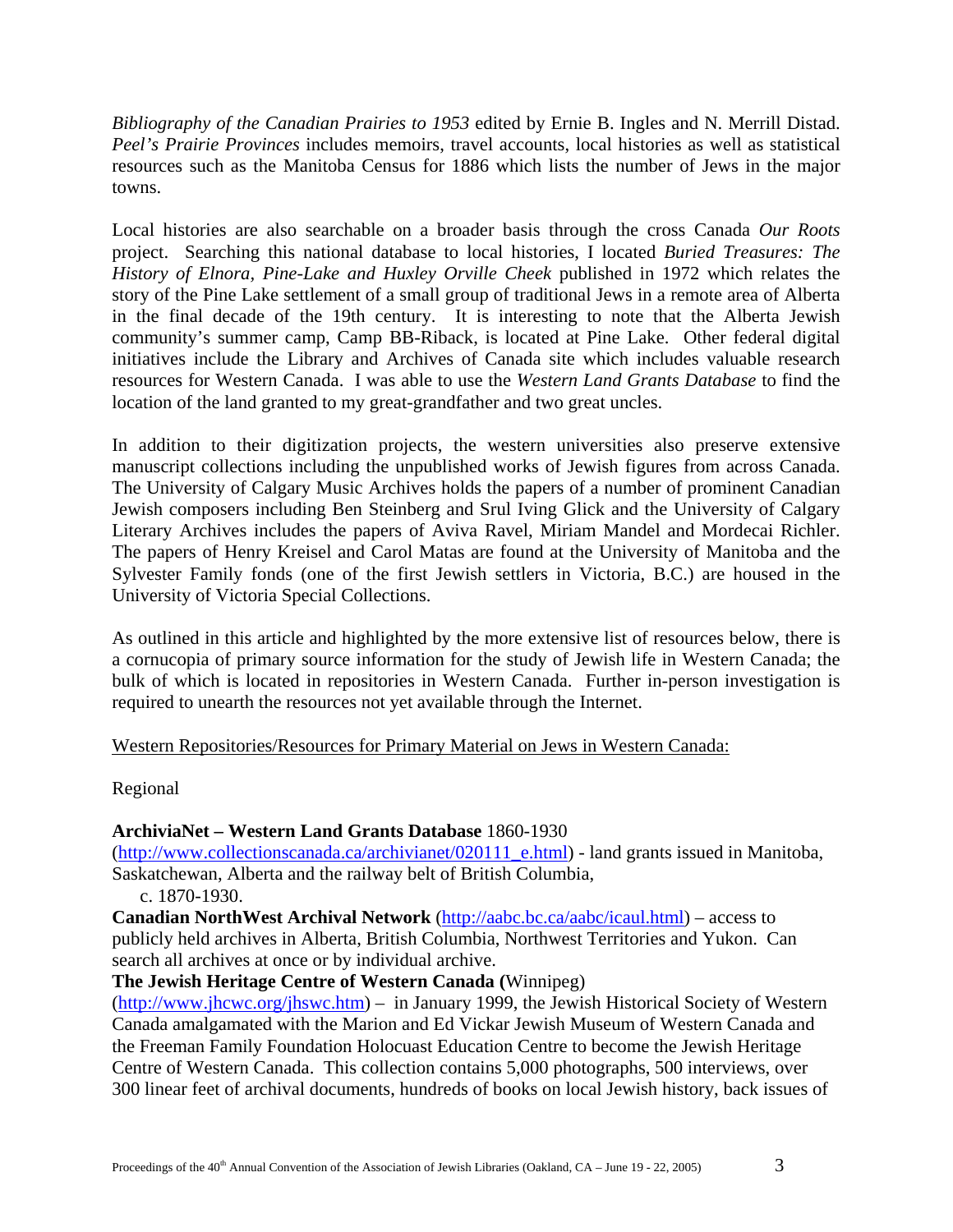*Bibliography of the Canadian Prairies to 1953* edited by Ernie B. Ingles and N. Merrill Distad. *Peel's Prairie Provinces* includes memoirs, travel accounts, local histories as well as statistical resources such as the Manitoba Census for 1886 which lists the number of Jews in the major towns.

Local histories are also searchable on a broader basis through the cross Canada *Our Roots* project. Searching this national database to local histories, I located *Buried Treasures: The History of Elnora, Pine-Lake and Huxley Orville Cheek* published in 1972 which relates the story of the Pine Lake settlement of a small group of traditional Jews in a remote area of Alberta in the final decade of the 19th century. It is interesting to note that the Alberta Jewish community's summer camp, Camp BB-Riback, is located at Pine Lake. Other federal digital initiatives include the Library and Archives of Canada site which includes valuable research resources for Western Canada. I was able to use the *Western Land Grants Database* to find the location of the land granted to my great-grandfather and two great uncles.

In addition to their digitization projects, the western universities also preserve extensive manuscript collections including the unpublished works of Jewish figures from across Canada. The University of Calgary Music Archives holds the papers of a number of prominent Canadian Jewish composers including Ben Steinberg and Srul Iving Glick and the University of Calgary Literary Archives includes the papers of Aviva Ravel, Miriam Mandel and Mordecai Richler. The papers of Henry Kreisel and Carol Matas are found at the University of Manitoba and the Sylvester Family fonds (one of the first Jewish settlers in Victoria, B.C.) are housed in the University of Victoria Special Collections.

As outlined in this article and highlighted by the more extensive list of resources below, there is a cornucopia of primary source information for the study of Jewish life in Western Canada; the bulk of which is located in repositories in Western Canada. Further in-person investigation is required to unearth the resources not yet available through the Internet.

<u>Western Repositories/Resources for Primary Material on Jews in Western Canada:</u>

Regional

**ArchiviaNet – Western Land Grants Database** 1860-1930 (http://www.collectionscanada.ca/archivianet/020111_e.html) - land grants issued in Manitoba, Saskatchewan, Alberta and the railway belt of British Columbia, c. 1870-1930.

**Canadian NorthWest Archival Network** (http://aabc.bc.ca/aabc/icaul.html) – access to publicly held archives in Alberta, British Columbia, Northwest Territories and Yukon. Can search all archives at once or by individual archive.

**The Jewish Heritage Centre of Western Canada (**Winnipeg) (http://www.jhcwc.org/jhswc.htm) – in January 1999, the Jewish Historical Society of Western Canada amalgamated with the Marion and Ed Vickar Jewish Museum of Western Canada and the Freeman Family Foundation Holocuast Education Centre to become the Jewish Heritage Centre of Western Canada. This collection contains 5,000 photographs, 500 interviews, over 300 linear feet of archival documents, hundreds of books on local Jewish history, back issues of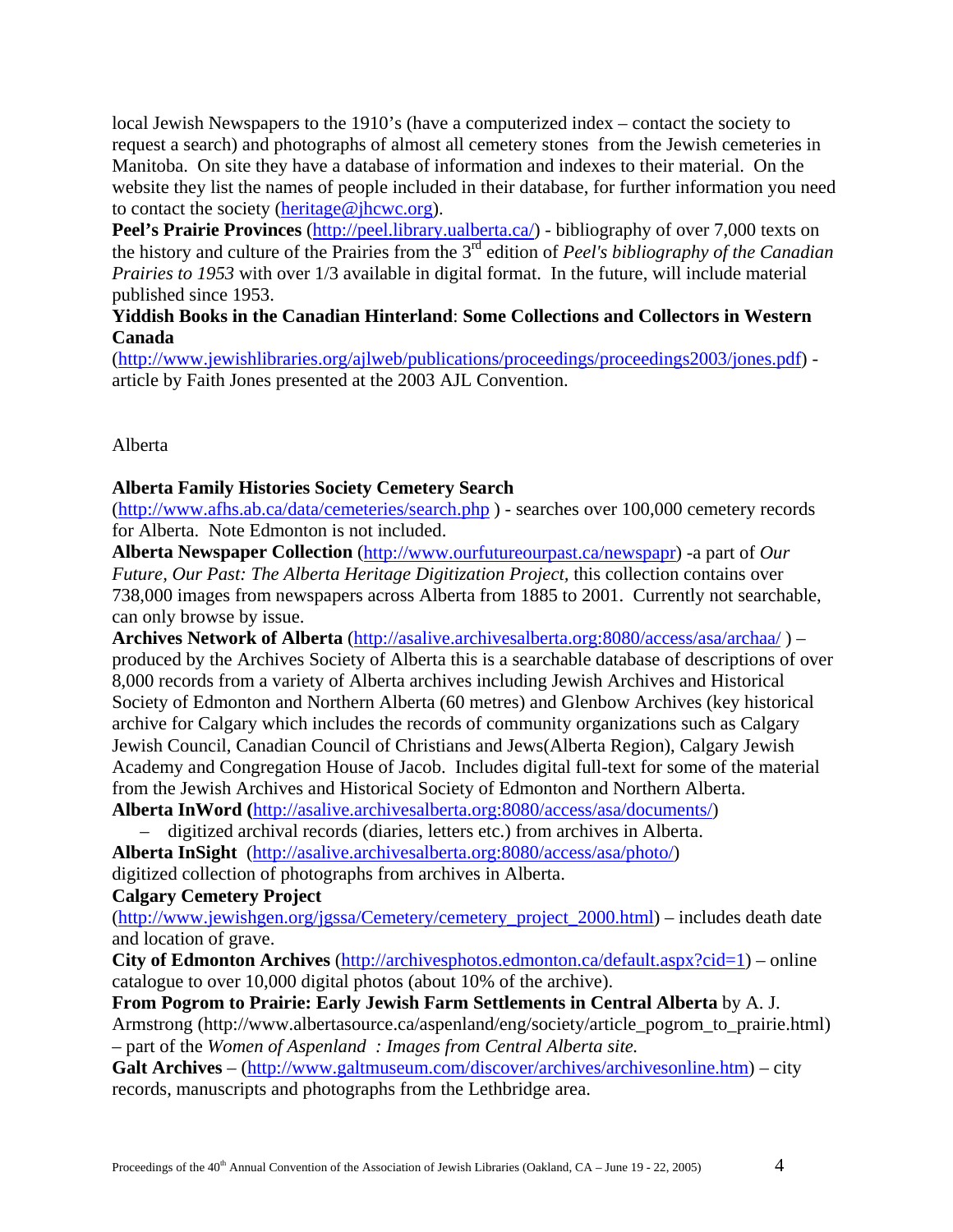local Jewish Newspapers to the 1910's (have a computerized index – contact the society to request a search) and photographs of almost all cemetery stones from the Jewish cemeteries in Manitoba. On site they have a database of information and indexes to their material. On the website they list the names of people included in their database, for further information you need to contact the society (heritage@jhcwc.org).

**Peel's Prairie Provinces** (http://peel.library.ualberta.ca/) - bibliography of over 7,000 texts on the history and culture of the Prairies from the 3rd edition of *Peel's bibliography of the Canadian Prairies to 1953* with over 1/3 available in digital format. In the future, will include material published since 1953.

**Yiddish Books in the Canadian Hinterland**: **Some Collections and Collectors in Western Canada** (http://www.jewishlibraries.org/ajlweb/publications/proceedings/proceedings2003/jones.pdf) - article by Faith Jones presented at the 2003 AJL Convention.

Alberta

**Alberta Family Histories Society Cemetery Search** (http://www.afhs.ab.ca/data/cemeteries/search.php ) - searches over 100,000 cemetery records for Alberta. Note Edmonton is not included.

**Alberta Newspaper Collection** (http://www.ourfutureourpast.ca/newspapr) -a part of *Our Future, Our Past: The Alberta Heritage Digitization Project,* this collection contains over 738,000 images from newspapers across Alberta from 1885 to 2001. Currently not searchable, can only browse by issue.

**Archives Network of Alberta** (http://asalive.archivesalberta.org:8080/access/asa/archaa/ ) – produced by the Archives Society of Alberta this is a searchable database of descriptions of over 8,000 records from a variety of Alberta archives including Jewish Archives and Historical Society of Edmonton and Northern Alberta (60 metres) and Glenbow Archives (key historical archive for Calgary which includes the records of community organizations such as Calgary Jewish Council, Canadian Council of Christians and Jews(Alberta Region), Calgary Jewish Academy and Congregation House of Jacob. Includes digital full-text for some of the material from the Jewish Archives and Historical Society of Edmonton and Northern Alberta.

**Alberta InWord (**http://asalive.archivesalberta.org:8080/access/asa/documents/)
– digitized archival records (diaries, letters etc.) from archives in Alberta.

**Alberta InSight** (http://asalive.archivesalberta.org:8080/access/asa/photo/) digitized collection of photographs from archives in Alberta.

**Calgary Cemetery Project** (http://www.jewishgen.org/jgssa/Cemetery/cemetery_project_2000.html) – includes death date and location of grave.

**City of Edmonton Archives** (http://archivesphotos.edmonton.ca/default.aspx?cid=1) – online catalogue to over 10,000 digital photos (about 10% of the archive).

**From Pogrom to Prairie: Early Jewish Farm Settlements in Central Alberta** by A. J. Armstrong (http://www.albertasource.ca/aspenland/eng/society/article_pogrom_to_prairie.html) – part of the *Women of Aspenland : Images from Central Alberta site.*

**Galt Archives** – (http://www.galtmuseum.com/discover/archives/archivesonline.htm) – city records, manuscripts and photographs from the Lethbridge area.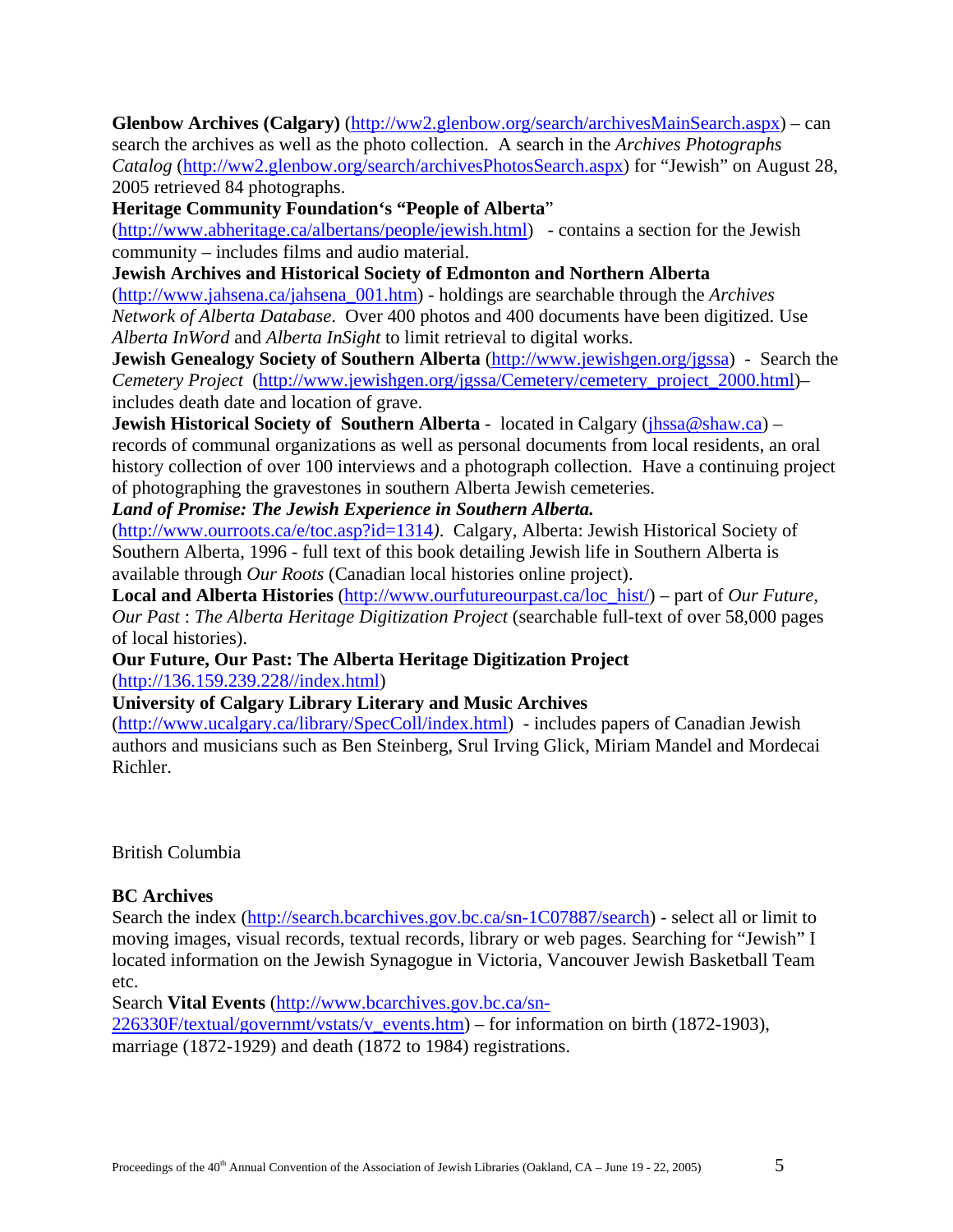**Glenbow Archives (Calgary)** (http://ww2.glenbow.org/search/archivesMainSearch.aspx) – can search the archives as well as the photo collection. A search in the *Archives Photographs Catalog* (http://ww2.glenbow.org/search/archivesPhotosSearch.aspx) for "Jewish" on August 28, 2005 retrieved 84 photographs.

**Heritage Community Foundation's "People of Alberta"** (http://www.abheritage.ca/albertans/people/jewish.html) - contains a section for the Jewish community – includes films and audio material.

**Jewish Archives and Historical Society of Edmonton and Northern Alberta** (http://www.jahsena.ca/jahsena_001.htm) - holdings are searchable through the *Archives Network of Alberta Database*. Over 400 photos and 400 documents have been digitized. Use *Alberta InWord* and *Alberta InSight* to limit retrieval to digital works.

**Jewish Genealogy Society of Southern Alberta** (http://www.jewishgen.org/jgssa) - Search the *Cemetery Project* (http://www.jewishgen.org/jgssa/Cemetery/cemetery_project_2000.html)– includes death date and location of grave.

**Jewish Historical Society of Southern Alberta** - located in Calgary (jhssa@shaw.ca) – records of communal organizations as well as personal documents from local residents, an oral history collection of over 100 interviews and a photograph collection. Have a continuing project of photographing the gravestones in southern Alberta Jewish cemeteries.

***Land of Promise: The Jewish Experience in Southern Alberta.*** (http://www.ourroots.ca/e/toc.asp?id=1314). Calgary, Alberta: Jewish Historical Society of Southern Alberta, 1996 - full text of this book detailing Jewish life in Southern Alberta is available through *Our Roots* (Canadian local histories online project).

**Local and Alberta Histories** (http://www.ourfutureourpast.ca/loc_hist/) – part of *Our Future, Our Past* : *The Alberta Heritage Digitization Project* (searchable full-text of over 58,000 pages of local histories).

**Our Future, Our Past: The Alberta Heritage Digitization Project** (http://136.159.239.228//index.html)

**University of Calgary Library Literary and Music Archives** (http://www.ucalgary.ca/library/SpecColl/index.html) - includes papers of Canadian Jewish authors and musicians such as Ben Steinberg, Srul Irving Glick, Miriam Mandel and Mordecai Richler.

## British Columbia

**BC Archives**

Search the index (http://search.bcarchives.gov.bc.ca/sn-1C07887/search) - select all or limit to moving images, visual records, textual records, library or web pages. Searching for "Jewish" I located information on the Jewish Synagogue in Victoria, Vancouver Jewish Basketball Team etc.

Search **Vital Events** (http://www.bcarchives.gov.bc.ca/sn-226330F/textual/governmt/vstats/v_events.htm) – for information on birth (1872-1903), marriage (1872-1929) and death (1872 to 1984) registrations.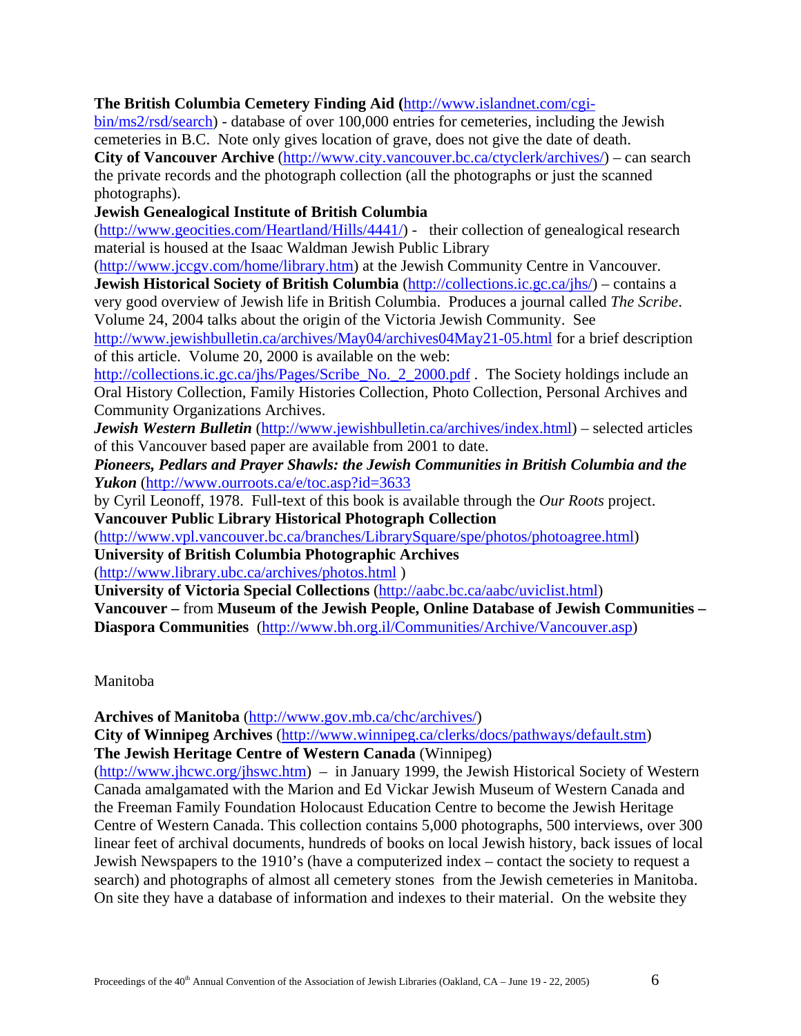**The British Columbia Cemetery Finding Aid (**http://www.islandnet.com/cgi-bin/ms2/rsd/search) - database of over 100,000 entries for cemeteries, including the Jewish cemeteries in B.C. Note only gives location of grave, does not give the date of death.
**City of Vancouver Archive** (http://www.city.vancouver.bc.ca/ctyclerk/archives/) – can search the private records and the photograph collection (all the photographs or just the scanned photographs).
**Jewish Genealogical Institute of British Columbia** (http://www.geocities.com/Heartland/Hills/4441/) - their collection of genealogical research material is housed at the Isaac Waldman Jewish Public Library (http://www.jccgv.com/home/library.htm) at the Jewish Community Centre in Vancouver.
**Jewish Historical Society of British Columbia** (http://collections.ic.gc.ca/jhs/) – contains a very good overview of Jewish life in British Columbia. Produces a journal called *The Scribe*. Volume 24, 2004 talks about the origin of the Victoria Jewish Community. See http://www.jewishbulletin.ca/archives/May04/archives04May21-05.html for a brief description of this article. Volume 20, 2000 is available on the web: http://collections.ic.gc.ca/jhs/Pages/Scribe_No._2_2000.pdf . The Society holdings include an Oral History Collection, Family Histories Collection, Photo Collection, Personal Archives and Community Organizations Archives.
***Jewish Western Bulletin*** (http://www.jewishbulletin.ca/archives/index.html) – selected articles of this Vancouver based paper are available from 2001 to date.
***Pioneers, Pedlars and Prayer Shawls: the Jewish Communities in British Columbia and the Yukon*** (http://www.ourroots.ca/e/toc.asp?id=3633 by Cyril Leonoff, 1978. Full-text of this book is available through the *Our Roots* project.
**Vancouver Public Library Historical Photograph Collection** (http://www.vpl.vancouver.bc.ca/branches/LibrarySquare/spe/photos/photoagree.html)
**University of British Columbia Photographic Archives** (http://www.library.ubc.ca/archives/photos.html )
**University of Victoria Special Collections** (http://aabc.bc.ca/aabc/uviclist.html)
**Vancouver –** from **Museum of the Jewish People, Online Database of Jewish Communities – Diaspora Communities** (http://www.bh.org.il/Communities/Archive/Vancouver.asp)

## Manitoba

**Archives of Manitoba** (http://www.gov.mb.ca/chc/archives/)
**City of Winnipeg Archives** (http://www.winnipeg.ca/clerks/docs/pathways/default.stm)
**The Jewish Heritage Centre of Western Canada** (Winnipeg) (http://www.jhcwc.org/jhswc.htm) – in January 1999, the Jewish Historical Society of Western Canada amalgamated with the Marion and Ed Vickar Jewish Museum of Western Canada and the Freeman Family Foundation Holocaust Education Centre to become the Jewish Heritage Centre of Western Canada. This collection contains 5,000 photographs, 500 interviews, over 300 linear feet of archival documents, hundreds of books on local Jewish history, back issues of local Jewish Newspapers to the 1910's (have a computerized index – contact the society to request a search) and photographs of almost all cemetery stones from the Jewish cemeteries in Manitoba. On site they have a database of information and indexes to their material. On the website they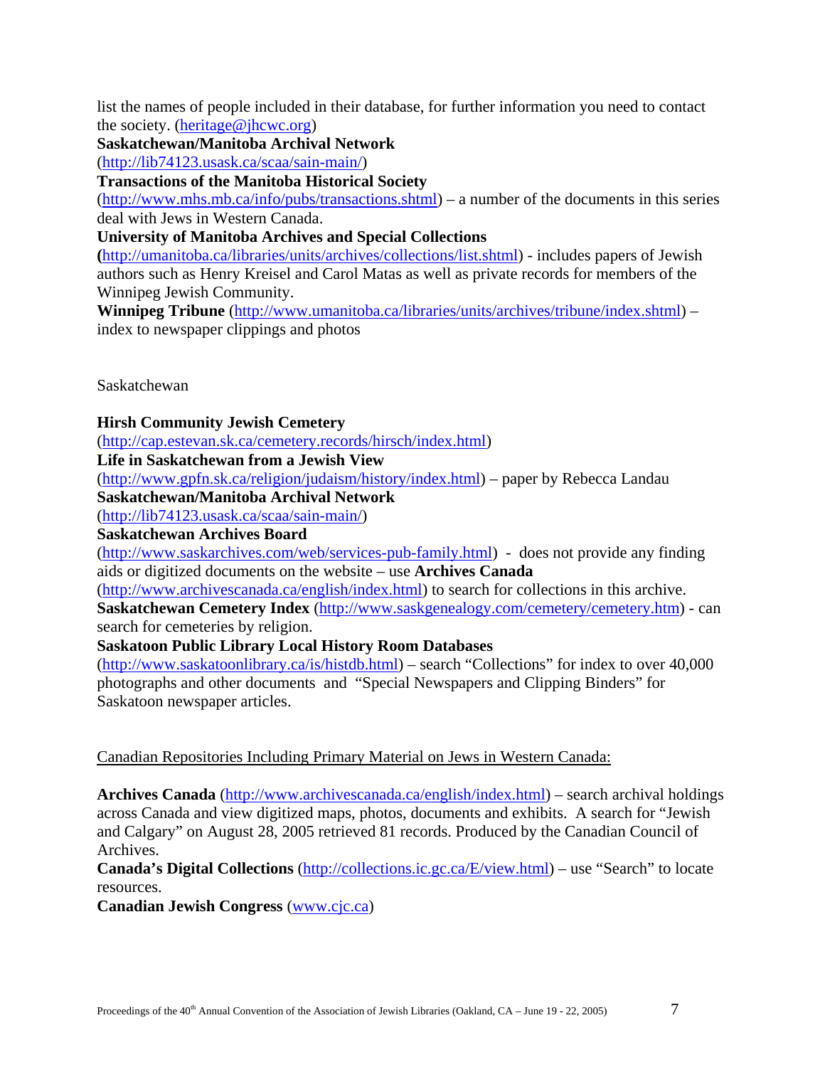list the names of people included in their database, for further information you need to contact the society. (heritage@jhcwc.org)

**Saskatchewan/Manitoba Archival Network**
(http://lib74123.usask.ca/scaa/sain-main/)

**Transactions of the Manitoba Historical Society**
(http://www.mhs.mb.ca/info/pubs/transactions.shtml) – a number of the documents in this series deal with Jews in Western Canada.

**University of Manitoba Archives and Special Collections**
**(**http://umanitoba.ca/libraries/units/archives/collections/list.shtml) - includes papers of Jewish authors such as Henry Kreisel and Carol Matas as well as private records for members of the Winnipeg Jewish Community.

**Winnipeg Tribune** (http://www.umanitoba.ca/libraries/units/archives/tribune/index.shtml) – index to newspaper clippings and photos

Saskatchewan

**Hirsh Community Jewish Cemetery**
(http://cap.estevan.sk.ca/cemetery.records/hirsch/index.html)

**Life in Saskatchewan from a Jewish View**
(http://www.gpfn.sk.ca/religion/judaism/history/index.html) – paper by Rebecca Landau

**Saskatchewan/Manitoba Archival Network**
(http://lib74123.usask.ca/scaa/sain-main/)

**Saskatchewan Archives Board**
(http://www.saskarchives.com/web/services-pub-family.html) - does not provide any finding aids or digitized documents on the website – use **Archives Canada** (http://www.archivescanada.ca/english/index.html) to search for collections in this archive.

**Saskatchewan Cemetery Index** (http://www.saskgenealogy.com/cemetery/cemetery.htm) - can search for cemeteries by religion.

**Saskatoon Public Library Local History Room Databases**
(http://www.saskatoonlibrary.ca/is/histdb.html) – search "Collections" for index to over 40,000 photographs and other documents and "Special Newspapers and Clipping Binders" for Saskatoon newspaper articles.

Canadian Repositories Including Primary Material on Jews in Western Canada:

**Archives Canada** (http://www.archivescanada.ca/english/index.html) – search archival holdings across Canada and view digitized maps, photos, documents and exhibits. A search for "Jewish and Calgary" on August 28, 2005 retrieved 81 records. Produced by the Canadian Council of Archives.

**Canada's Digital Collections** (http://collections.ic.gc.ca/E/view.html) – use "Search" to locate resources.

**Canadian Jewish Congress** (www.cjc.ca)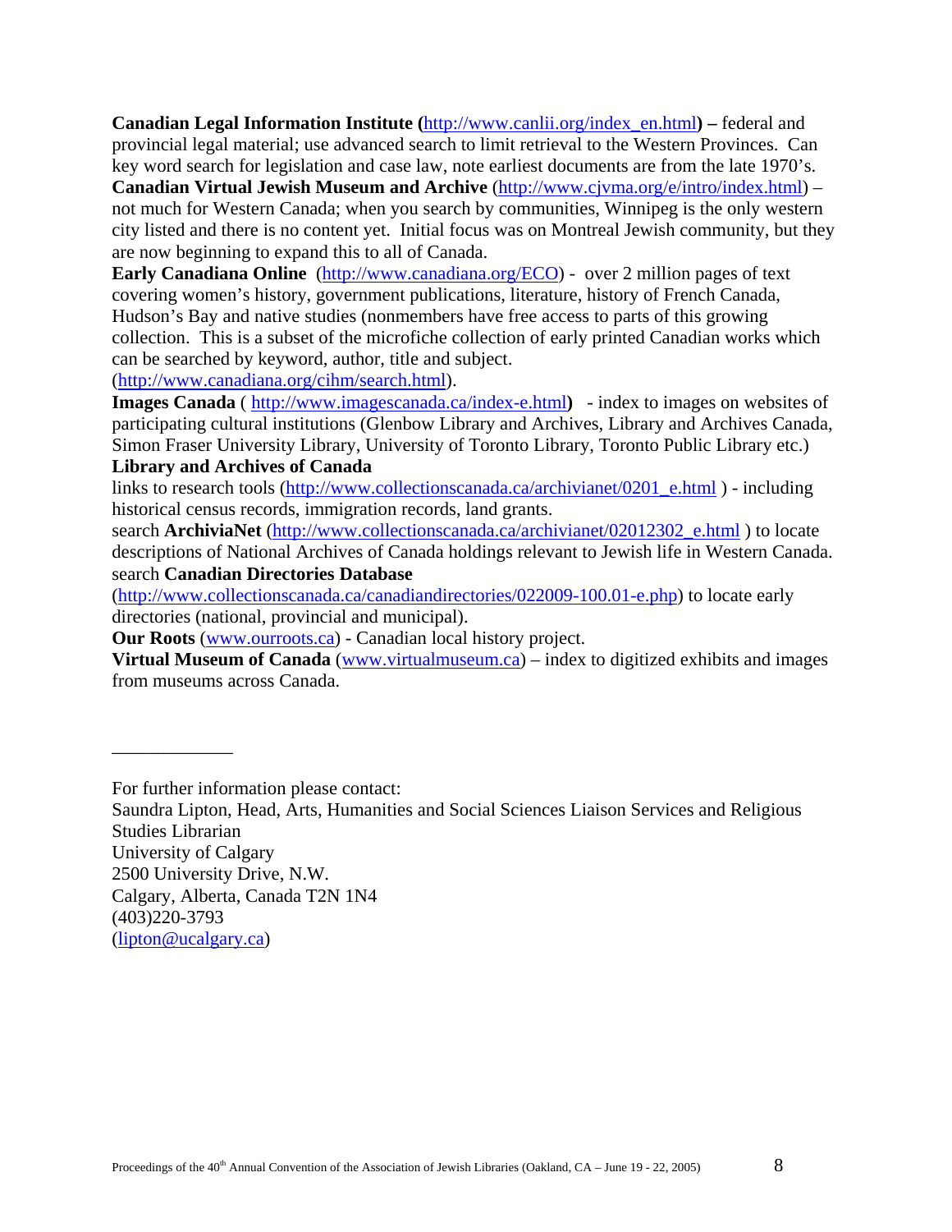**Canadian Legal Information Institute (**[http://www.canlii.org/index_en.html](http://www.canlii.org/index_en.html)**) –** federal and provincial legal material; use advanced search to limit retrieval to the Western Provinces. Can key word search for legislation and case law, note earliest documents are from the late 1970's.

**Canadian Virtual Jewish Museum and Archive** ([http://www.cjvma.org/e/intro/index.html](http://www.cjvma.org/e/intro/index.html)) – not much for Western Canada; when you search by communities, Winnipeg is the only western city listed and there is no content yet. Initial focus was on Montreal Jewish community, but they are now beginning to expand this to all of Canada.

**Early Canadiana Online** ([http://www.canadiana.org/ECO](http://www.canadiana.org/ECO)) - over 2 million pages of text covering women's history, government publications, literature, history of French Canada, Hudson's Bay and native studies (nonmembers have free access to parts of this growing collection. This is a subset of the microfiche collection of early printed Canadian works which can be searched by keyword, author, title and subject. ([http://www.canadiana.org/cihm/search.html](http://www.canadiana.org/cihm/search.html)).

**Images Canada** ( [http://www.imagescanada.ca/index-e.html](http://www.imagescanada.ca/index-e.html)**)** - index to images on websites of participating cultural institutions (Glenbow Library and Archives, Library and Archives Canada, Simon Fraser University Library, University of Toronto Library, Toronto Public Library etc.)

**Library and Archives of Canada**

links to research tools ([http://www.collectionscanada.ca/archivianet/0201_e.html](http://www.collectionscanada.ca/archivianet/0201_e.html) ) - including historical census records, immigration records, land grants.

search **ArchiviaNet** ([http://www.collectionscanada.ca/archivianet/02012302_e.html](http://www.collectionscanada.ca/archivianet/02012302_e.html) ) to locate descriptions of National Archives of Canada holdings relevant to Jewish life in Western Canada.

search **Canadian Directories Database** ([http://www.collectionscanada.ca/canadiandirectories/022009-100.01-e.php](http://www.collectionscanada.ca/canadiandirectories/022009-100.01-e.php)) to locate early directories (national, provincial and municipal).

**Our Roots** ([www.ourroots.ca](http://www.ourroots.ca)) - Canadian local history project.

**Virtual Museum of Canada** ([www.virtualmuseum.ca](http://www.virtualmuseum.ca)) – index to digitized exhibits and images from museums across Canada.

---

For further information please contact:
Saundra Lipton, Head, Arts, Humanities and Social Sciences Liaison Services and Religious Studies Librarian
University of Calgary
2500 University Drive, N.W.
Calgary, Alberta, Canada T2N 1N4
(403)220-3793
([lipton@ucalgary.ca](mailto:lipton@ucalgary.ca))